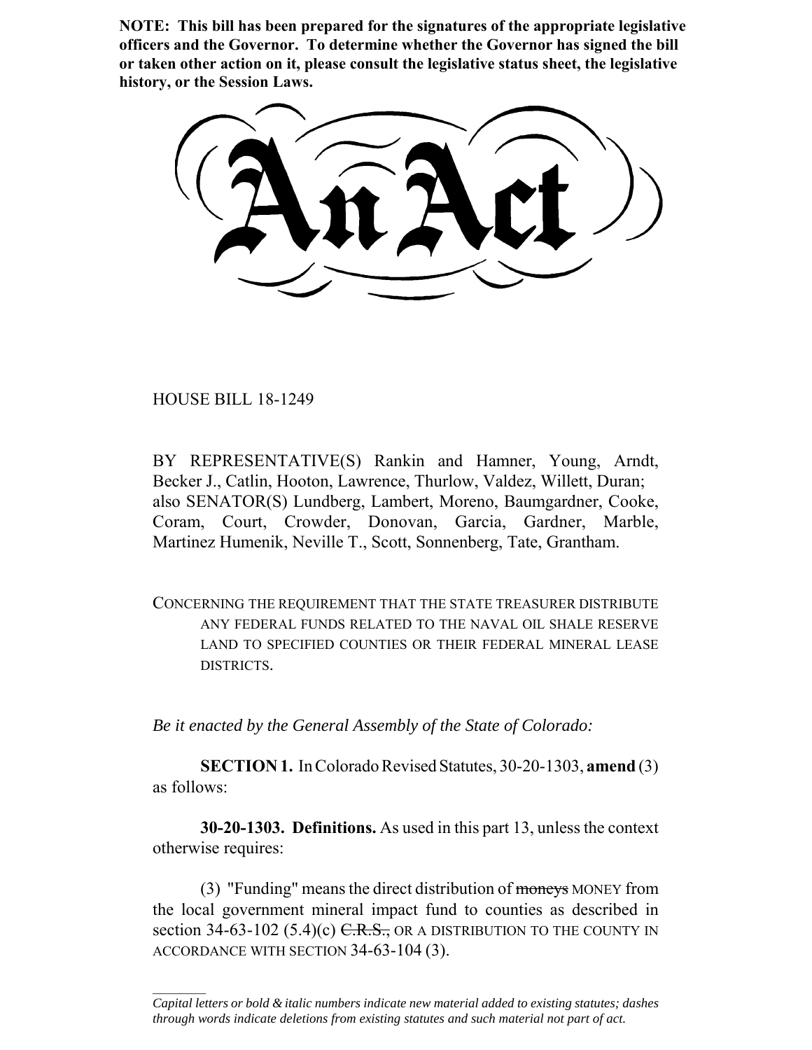**NOTE: This bill has been prepared for the signatures of the appropriate legislative officers and the Governor. To determine whether the Governor has signed the bill or taken other action on it, please consult the legislative status sheet, the legislative history, or the Session Laws.**

# An Act

HOUSE BILL 18-1249

BY REPRESENTATIVE(S) Rankin and Hamner, Young, Arndt, Becker J., Catlin, Hooton, Lawrence, Thurlow, Valdez, Willett, Duran; also SENATOR(S) Lundberg, Lambert, Moreno, Baumgardner, Cooke, Coram, Court, Crowder, Donovan, Garcia, Gardner, Marble, Martinez Humenik, Neville T., Scott, Sonnenberg, Tate, Grantham.

CONCERNING THE REQUIREMENT THAT THE STATE TREASURER DISTRIBUTE ANY FEDERAL FUNDS RELATED TO THE NAVAL OIL SHALE RESERVE LAND TO SPECIFIED COUNTIES OR THEIR FEDERAL MINERAL LEASE DISTRICTS.

*Be it enacted by the General Assembly of the State of Colorado:*

**SECTION 1.** In Colorado Revised Statutes, 30-20-1303, **amend** (3) as follows:

**30-20-1303. Definitions.** As used in this part 13, unless the context otherwise requires:

(3) "Funding" means the direct distribution of ~~moneys~~ MONEY from the local government mineral impact fund to counties as described in section 34-63-102 (5.4)(c) ~~C.R.S.,~~ OR A DISTRIBUTION TO THE COUNTY IN ACCORDANCE WITH SECTION 34-63-104 (3).

---

*Capital letters or bold & italic numbers indicate new material added to existing statutes; dashes through words indicate deletions from existing statutes and such material not part of act.*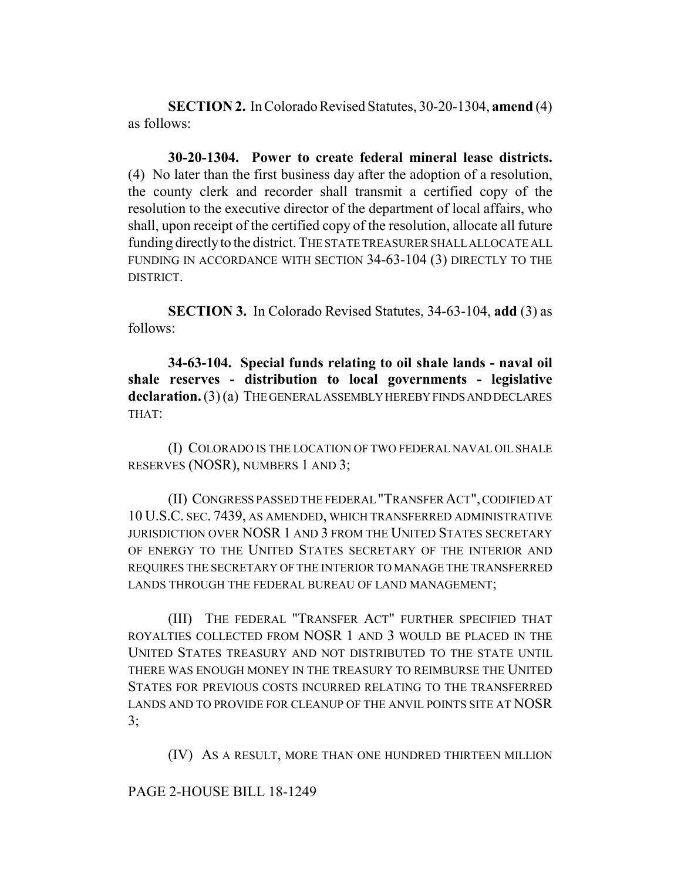**SECTION 2.** In Colorado Revised Statutes, 30-20-1304, **amend** (4) as follows:

**30-20-1304. Power to create federal mineral lease districts.** (4) No later than the first business day after the adoption of a resolution, the county clerk and recorder shall transmit a certified copy of the resolution to the executive director of the department of local affairs, who shall, upon receipt of the certified copy of the resolution, allocate all future funding directly to the district. THE STATE TREASURER SHALL ALLOCATE ALL FUNDING IN ACCORDANCE WITH SECTION 34-63-104 (3) DIRECTLY TO THE DISTRICT.

**SECTION 3.** In Colorado Revised Statutes, 34-63-104, **add** (3) as follows:

**34-63-104. Special funds relating to oil shale lands - naval oil shale reserves - distribution to local governments - legislative declaration.** (3) (a) THE GENERAL ASSEMBLY HEREBY FINDS AND DECLARES THAT:

(I) COLORADO IS THE LOCATION OF TWO FEDERAL NAVAL OIL SHALE RESERVES (NOSR), NUMBERS 1 AND 3;

(II) CONGRESS PASSED THE FEDERAL "TRANSFER ACT", CODIFIED AT 10 U.S.C. SEC. 7439, AS AMENDED, WHICH TRANSFERRED ADMINISTRATIVE JURISDICTION OVER NOSR 1 AND 3 FROM THE UNITED STATES SECRETARY OF ENERGY TO THE UNITED STATES SECRETARY OF THE INTERIOR AND REQUIRES THE SECRETARY OF THE INTERIOR TO MANAGE THE TRANSFERRED LANDS THROUGH THE FEDERAL BUREAU OF LAND MANAGEMENT;

(III) THE FEDERAL "TRANSFER ACT" FURTHER SPECIFIED THAT ROYALTIES COLLECTED FROM NOSR 1 AND 3 WOULD BE PLACED IN THE UNITED STATES TREASURY AND NOT DISTRIBUTED TO THE STATE UNTIL THERE WAS ENOUGH MONEY IN THE TREASURY TO REIMBURSE THE UNITED STATES FOR PREVIOUS COSTS INCURRED RELATING TO THE TRANSFERRED LANDS AND TO PROVIDE FOR CLEANUP OF THE ANVIL POINTS SITE AT NOSR 3;

(IV) AS A RESULT, MORE THAN ONE HUNDRED THIRTEEN MILLION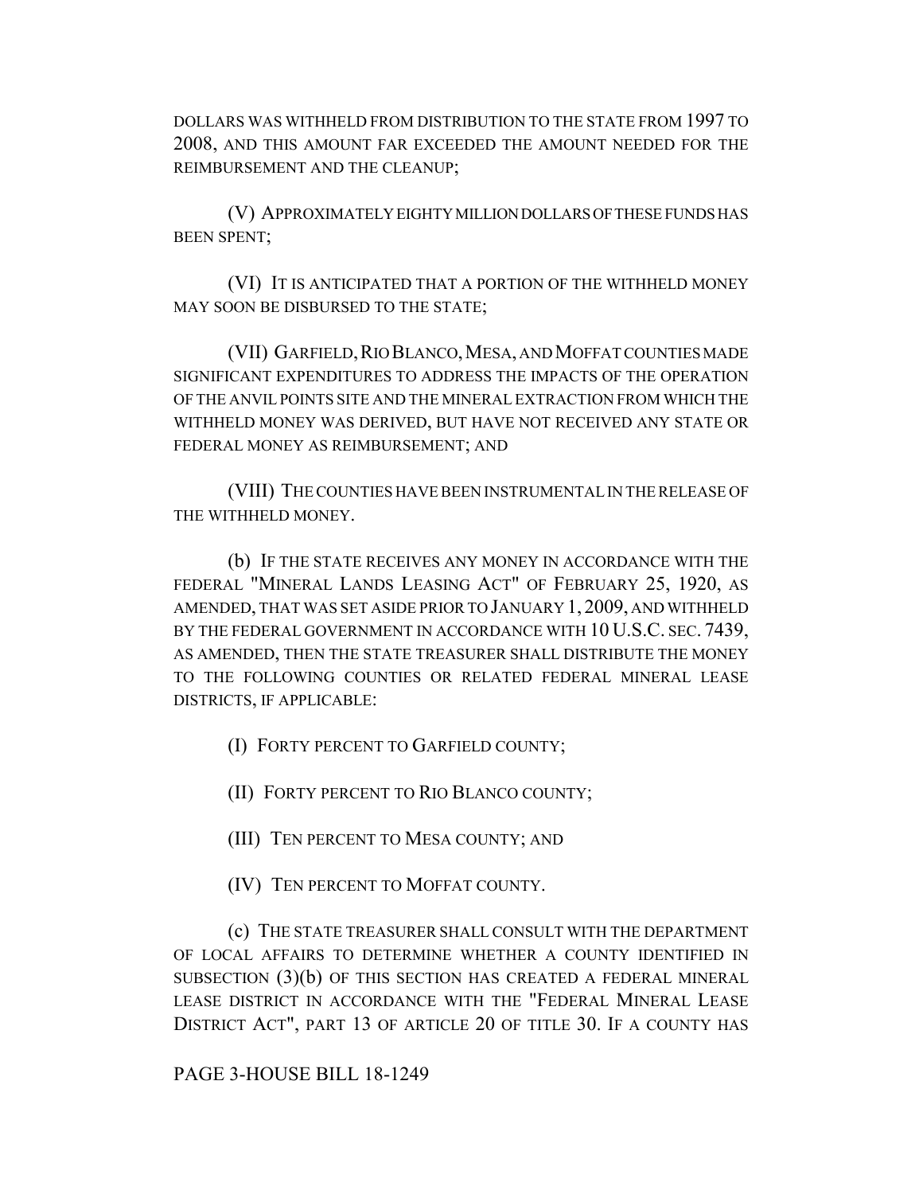DOLLARS WAS WITHHELD FROM DISTRIBUTION TO THE STATE FROM 1997 TO 2008, AND THIS AMOUNT FAR EXCEEDED THE AMOUNT NEEDED FOR THE REIMBURSEMENT AND THE CLEANUP;

(V) APPROXIMATELY EIGHTY MILLION DOLLARS OF THESE FUNDS HAS BEEN SPENT;

(VI) IT IS ANTICIPATED THAT A PORTION OF THE WITHHELD MONEY MAY SOON BE DISBURSED TO THE STATE;

(VII) GARFIELD, RIO BLANCO, MESA, AND MOFFAT COUNTIES MADE SIGNIFICANT EXPENDITURES TO ADDRESS THE IMPACTS OF THE OPERATION OF THE ANVIL POINTS SITE AND THE MINERAL EXTRACTION FROM WHICH THE WITHHELD MONEY WAS DERIVED, BUT HAVE NOT RECEIVED ANY STATE OR FEDERAL MONEY AS REIMBURSEMENT; AND

(VIII) THE COUNTIES HAVE BEEN INSTRUMENTAL IN THE RELEASE OF THE WITHHELD MONEY.

(b) IF THE STATE RECEIVES ANY MONEY IN ACCORDANCE WITH THE FEDERAL "MINERAL LANDS LEASING ACT" OF FEBRUARY 25, 1920, AS AMENDED, THAT WAS SET ASIDE PRIOR TO JANUARY 1, 2009, AND WITHHELD BY THE FEDERAL GOVERNMENT IN ACCORDANCE WITH 10 U.S.C. SEC. 7439, AS AMENDED, THEN THE STATE TREASURER SHALL DISTRIBUTE THE MONEY TO THE FOLLOWING COUNTIES OR RELATED FEDERAL MINERAL LEASE DISTRICTS, IF APPLICABLE:

(I) FORTY PERCENT TO GARFIELD COUNTY;

(II) FORTY PERCENT TO RIO BLANCO COUNTY;

(III) TEN PERCENT TO MESA COUNTY; AND

(IV) TEN PERCENT TO MOFFAT COUNTY.

(c) THE STATE TREASURER SHALL CONSULT WITH THE DEPARTMENT OF LOCAL AFFAIRS TO DETERMINE WHETHER A COUNTY IDENTIFIED IN SUBSECTION (3)(b) OF THIS SECTION HAS CREATED A FEDERAL MINERAL LEASE DISTRICT IN ACCORDANCE WITH THE "FEDERAL MINERAL LEASE DISTRICT ACT", PART 13 OF ARTICLE 20 OF TITLE 30. IF A COUNTY HAS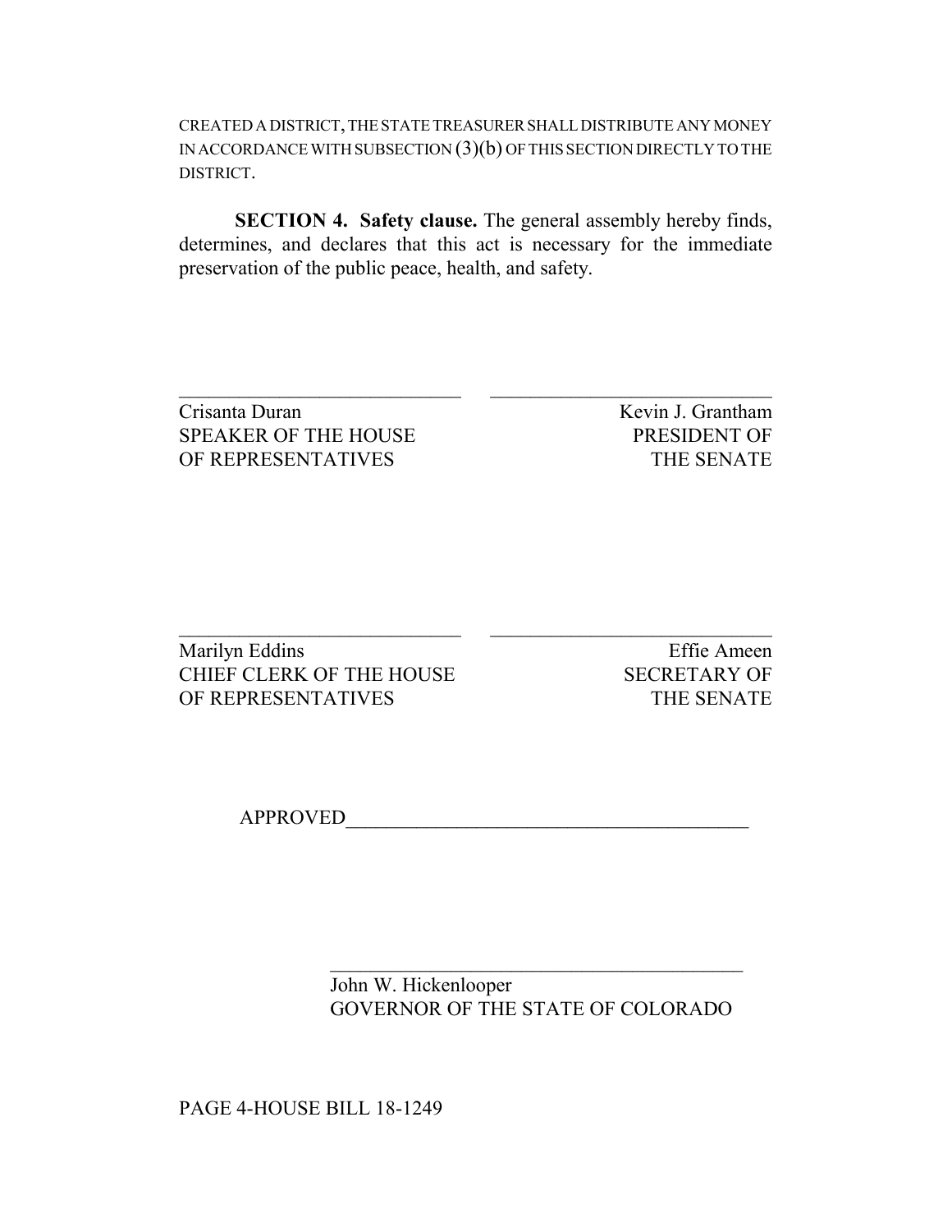CREATED A DISTRICT, THE STATE TREASURER SHALL DISTRIBUTE ANY MONEY IN ACCORDANCE WITH SUBSECTION (3)(b) OF THIS SECTION DIRECTLY TO THE DISTRICT.

**SECTION 4. Safety clause.** The general assembly hereby finds, determines, and declares that this act is necessary for the immediate preservation of the public peace, health, and safety.

| | |
|---|---|
| Crisanta Duran<br>SPEAKER OF THE HOUSE<br>OF REPRESENTATIVES | Kevin J. Grantham<br>PRESIDENT OF<br>THE SENATE |
| Marilyn Eddins<br>CHIEF CLERK OF THE HOUSE<br>OF REPRESENTATIVES | Effie Ameen<br>SECRETARY OF<br>THE SENATE |

APPROVED________________________________________

John W. Hickenlooper
GOVERNOR OF THE STATE OF COLORADO

PAGE 4-HOUSE BILL 18-1249